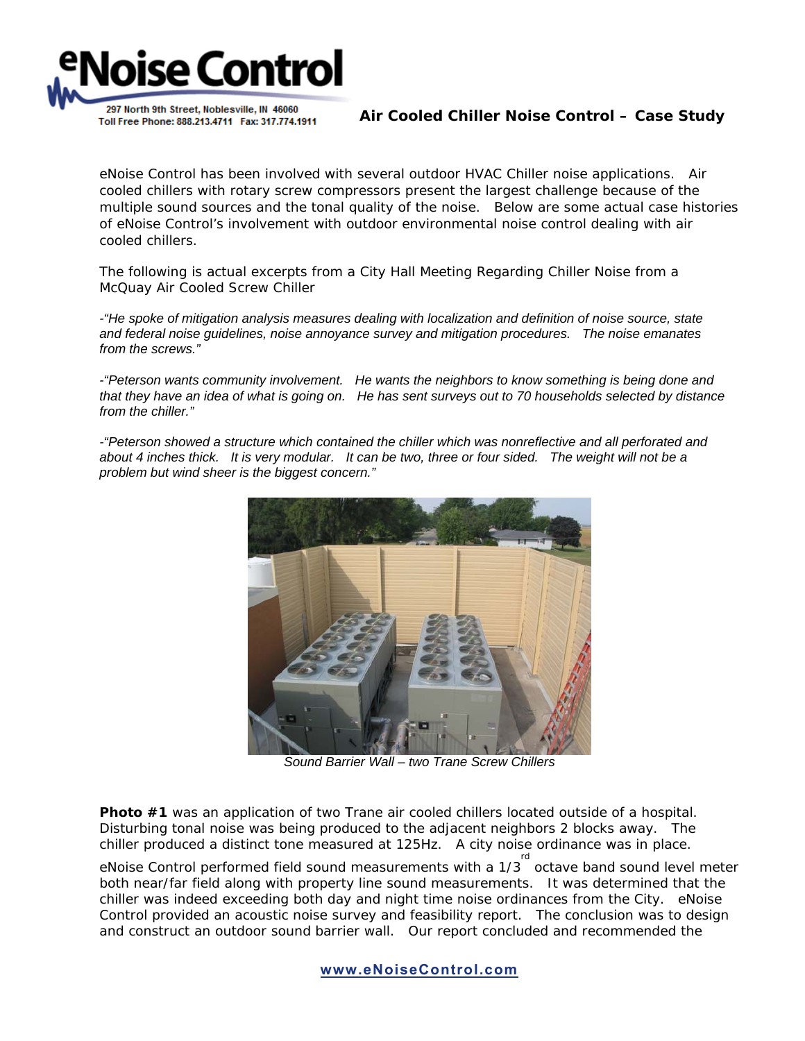# eNoise Control

297 North 9th Street, Noblesville, IN 46060
Toll Free Phone: 888.213.4711 Fax: 317.774.1911

## Air Cooled Chiller Noise Control – Case Study

eNoise Control has been involved with several outdoor HVAC Chiller noise applications. Air cooled chillers with rotary screw compressors present the largest challenge because of the multiple sound sources and the tonal quality of the noise. Below are some actual case histories of eNoise Control's involvement with outdoor environmental noise control dealing with air cooled chillers.

The following is actual excerpts from a City Hall Meeting Regarding Chiller Noise from a McQuay Air Cooled Screw Chiller

*-"He spoke of mitigation analysis measures dealing with localization and definition of noise source, state and federal noise guidelines, noise annoyance survey and mitigation procedures. The noise emanates from the screws."*

*-"Peterson wants community involvement. He wants the neighbors to know something is being done and that they have an idea of what is going on. He has sent surveys out to 70 households selected by distance from the chiller."*

*-"Peterson showed a structure which contained the chiller which was nonreflective and all perforated and about 4 inches thick. It is very modular. It can be two, three or four sided. The weight will not be a problem but wind sheer is the biggest concern."*

*Sound Barrier Wall – two Trane Screw Chillers*

**Photo #1** was an application of two Trane air cooled chillers located outside of a hospital. Disturbing tonal noise was being produced to the adjacent neighbors 2 blocks away. The chiller produced a distinct tone measured at 125Hz. A city noise ordinance was in place. eNoise Control performed field sound measurements with a 1/3rd octave band sound level meter both near/far field along with property line sound measurements. It was determined that the chiller was indeed exceeding both day and night time noise ordinances from the City. eNoise Control provided an acoustic noise survey and feasibility report. The conclusion was to design and construct an outdoor sound barrier wall. Our report concluded and recommended the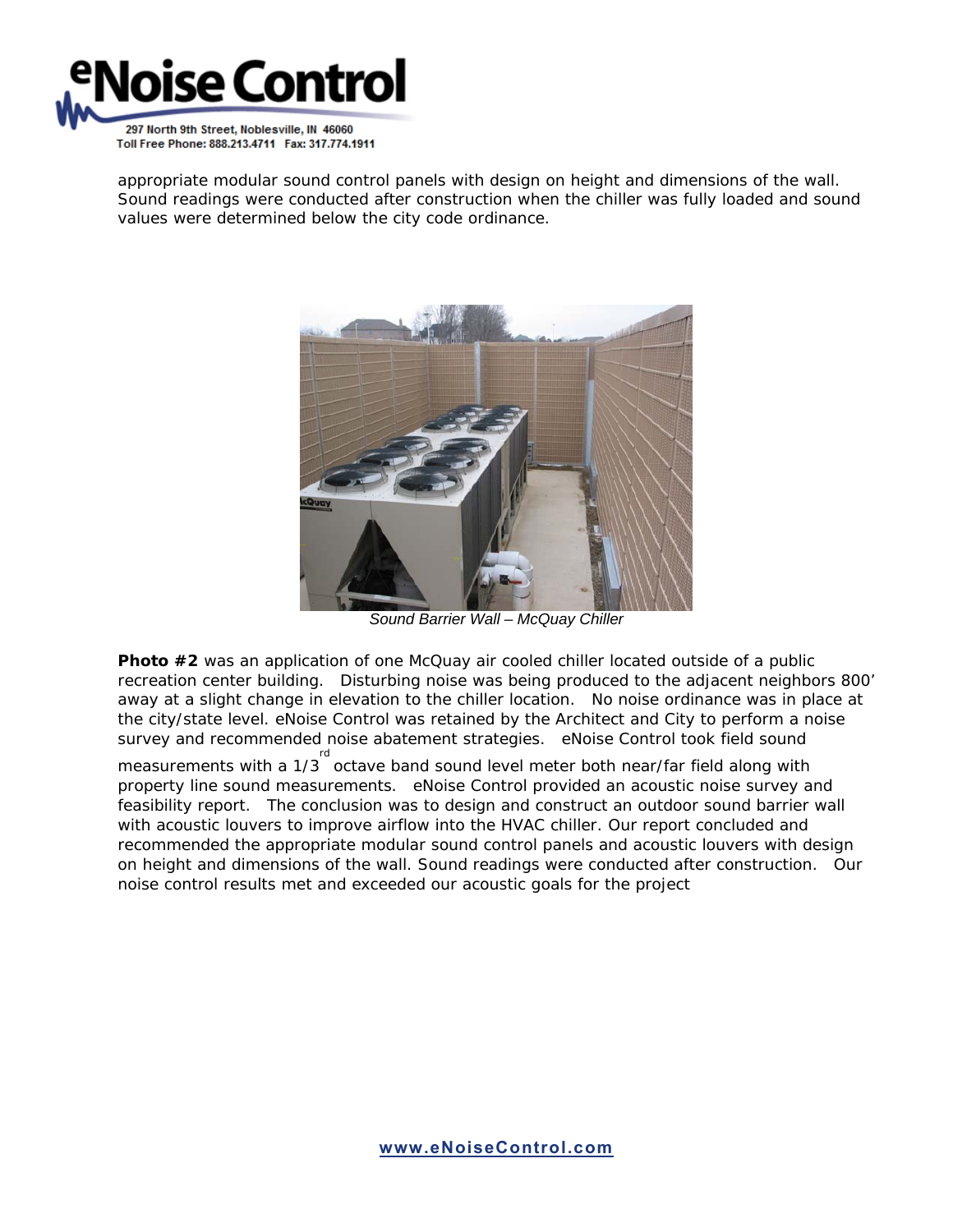appropriate modular sound control panels with design on height and dimensions of the wall. Sound readings were conducted after construction when the chiller was fully loaded and sound values were determined below the city code ordinance.

*Sound Barrier Wall – McQuay Chiller*

**Photo #2** was an application of one McQuay air cooled chiller located outside of a public recreation center building. Disturbing noise was being produced to the adjacent neighbors 800' away at a slight change in elevation to the chiller location. No noise ordinance was in place at the city/state level. eNoise Control was retained by the Architect and City to perform a noise survey and recommended noise abatement strategies. eNoise Control took field sound measurements with a 1/3rd octave band sound level meter both near/far field along with property line sound measurements. eNoise Control provided an acoustic noise survey and feasibility report. The conclusion was to design and construct an outdoor sound barrier wall with acoustic louvers to improve airflow into the HVAC chiller. Our report concluded and recommended the appropriate modular sound control panels and acoustic louvers with design on height and dimensions of the wall. Sound readings were conducted after construction. Our noise control results met and exceeded our acoustic goals for the project